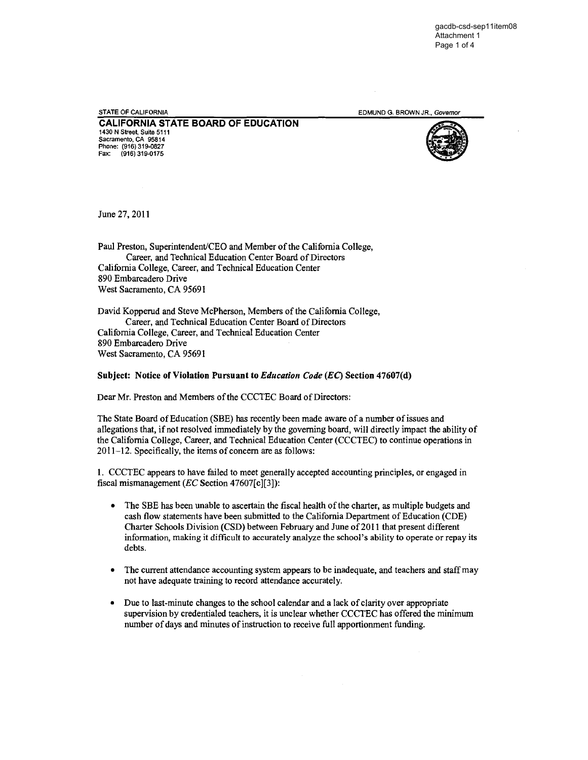STATE OF CALIFORNIA EDMUND G. BROWN JR., *Governor*

**CALIFORNIA STATE BOARD OF EDUCATION**
1430 N Street, Suite 5111
Sacramento, CA 95814
Phone: (916) 319-0827
Fax: (916) 319-0175

June 27, 2011

Paul Preston, Superintendent/CEO and Member of the California College, Career, and Technical Education Center Board of Directors
California College, Career, and Technical Education Center
890 Embarcadero Drive
West Sacramento, CA 95691

David Kopperud and Steve McPherson, Members of the California College, Career, and Technical Education Center Board of Directors
California College, Career, and Technical Education Center
890 Embarcadero Drive
West Sacramento, CA 95691

**Subject: Notice of Violation Pursuant to *Education Code (EC)* Section 47607(d)**

Dear Mr. Preston and Members of the CCCTEC Board of Directors:

The State Board of Education (SBE) has recently been made aware of a number of issues and allegations that, if not resolved immediately by the governing board, will directly impact the ability of the California College, Career, and Technical Education Center (CCCTEC) to continue operations in 2011–12. Specifically, the items of concern are as follows:

1. CCCTEC appears to have failed to meet generally accepted accounting principles, or engaged in fiscal mismanagement (*EC* Section 47607[c][3]):

- The SBE has been unable to ascertain the fiscal health of the charter, as multiple budgets and cash flow statements have been submitted to the California Department of Education (CDE) Charter Schools Division (CSD) between February and June of 2011 that present different information, making it difficult to accurately analyze the school's ability to operate or repay its debts.
- The current attendance accounting system appears to be inadequate, and teachers and staff may not have adequate training to record attendance accurately.
- Due to last-minute changes to the school calendar and a lack of clarity over appropriate supervision by credentialed teachers, it is unclear whether CCCTEC has offered the minimum number of days and minutes of instruction to receive full apportionment funding.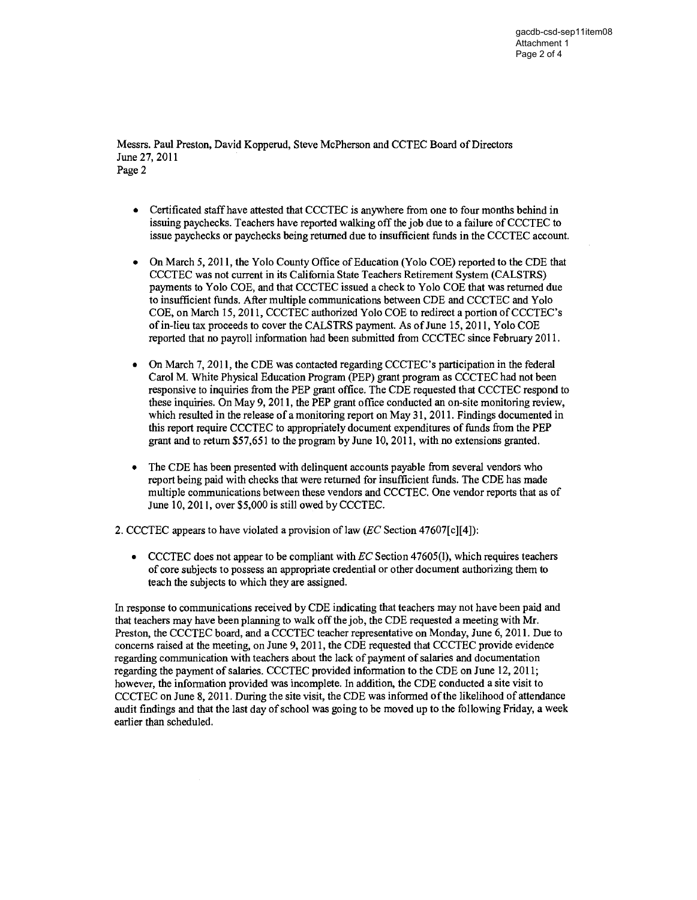Messrs. Paul Preston, David Kopperud, Steve McPherson and CCTEC Board of Directors
June 27, 2011
Page 2

- Certificated staff have attested that CCCTEC is anywhere from one to four months behind in issuing paychecks. Teachers have reported walking off the job due to a failure of CCCTEC to issue paychecks or paychecks being returned due to insufficient funds in the CCCTEC account.

- On March 5, 2011, the Yolo County Office of Education (Yolo COE) reported to the CDE that CCCTEC was not current in its California State Teachers Retirement System (CALSTRS) payments to Yolo COE, and that CCCTEC issued a check to Yolo COE that was returned due to insufficient funds. After multiple communications between CDE and CCCTEC and Yolo COE, on March 15, 2011, CCCTEC authorized Yolo COE to redirect a portion of CCCTEC's of in-lieu tax proceeds to cover the CALSTRS payment. As of June 15, 2011, Yolo COE reported that no payroll information had been submitted from CCCTEC since February 2011.

- On March 7, 2011, the CDE was contacted regarding CCCTEC's participation in the federal Carol M. White Physical Education Program (PEP) grant program as CCCTEC had not been responsive to inquiries from the PEP grant office. The CDE requested that CCCTEC respond to these inquiries. On May 9, 2011, the PEP grant office conducted an on-site monitoring review, which resulted in the release of a monitoring report on May 31, 2011. Findings documented in this report require CCCTEC to appropriately document expenditures of funds from the PEP grant and to return $57,651 to the program by June 10, 2011, with no extensions granted.

- The CDE has been presented with delinquent accounts payable from several vendors who report being paid with checks that were returned for insufficient funds. The CDE has made multiple communications between these vendors and CCCTEC. One vendor reports that as of June 10, 2011, over $5,000 is still owed by CCCTEC.

2. CCCTEC appears to have violated a provision of law (*EC* Section 47607[c][4]):

- CCCTEC does not appear to be compliant with *EC* Section 47605(l), which requires teachers of core subjects to possess an appropriate credential or other document authorizing them to teach the subjects to which they are assigned.

In response to communications received by CDE indicating that teachers may not have been paid and that teachers may have been planning to walk off the job, the CDE requested a meeting with Mr. Preston, the CCCTEC board, and a CCCTEC teacher representative on Monday, June 6, 2011. Due to concerns raised at the meeting, on June 9, 2011, the CDE requested that CCCTEC provide evidence regarding communication with teachers about the lack of payment of salaries and documentation regarding the payment of salaries. CCCTEC provided information to the CDE on June 12, 2011; however, the information provided was incomplete. In addition, the CDE conducted a site visit to CCCTEC on June 8, 2011. During the site visit, the CDE was informed of the likelihood of attendance audit findings and that the last day of school was going to be moved up to the following Friday, a week earlier than scheduled.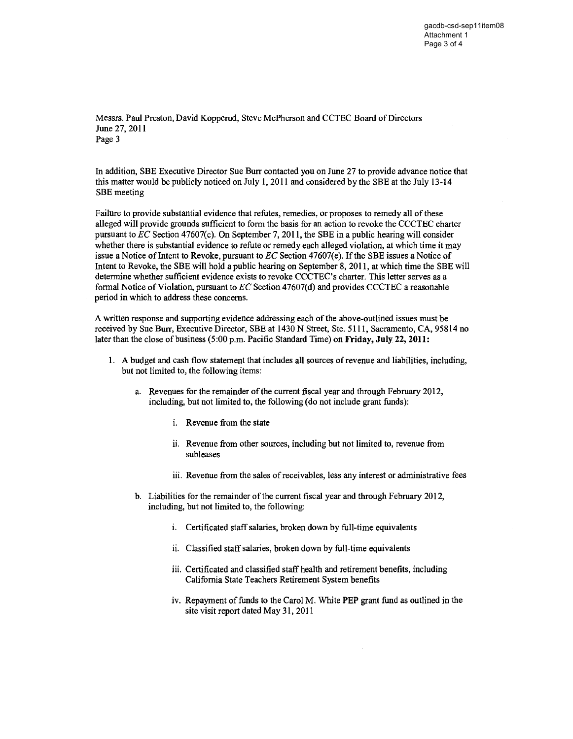Messrs. Paul Preston, David Kopperud, Steve McPherson and CCTEC Board of Directors
June 27, 2011
Page 3

In addition, SBE Executive Director Sue Burr contacted you on June 27 to provide advance notice that this matter would be publicly noticed on July 1, 2011 and considered by the SBE at the July 13-14 SBE meeting

Failure to provide substantial evidence that refutes, remedies, or proposes to remedy all of these alleged will provide grounds sufficient to form the basis for an action to revoke the CCCTEC charter pursuant to *EC* Section 47607(c). On September 7, 2011, the SBE in a public hearing will consider whether there is substantial evidence to refute or remedy each alleged violation, at which time it may issue a Notice of Intent to Revoke, pursuant to *EC* Section 47607(e). If the SBE issues a Notice of Intent to Revoke, the SBE will hold a public hearing on September 8, 2011, at which time the SBE will determine whether sufficient evidence exists to revoke CCCTEC's charter. This letter serves as a formal Notice of Violation, pursuant to *EC* Section 47607(d) and provides CCCTEC a reasonable period in which to address these concerns.

A written response and supporting evidence addressing each of the above-outlined issues must be received by Sue Burr, Executive Director, SBE at 1430 N Street, Ste. 5111, Sacramento, CA, 95814 no later than the close of business (5:00 p.m. Pacific Standard Time) on **Friday, July 22, 2011:**

1. A budget and cash flow statement that includes all sources of revenue and liabilities, including, but not limited to, the following items:

   a. Revenues for the remainder of the current fiscal year and through February 2012, including, but not limited to, the following (do not include grant funds):

      i. Revenue from the state

      ii. Revenue from other sources, including but not limited to, revenue from subleases

      iii. Revenue from the sales of receivables, less any interest or administrative fees

   b. Liabilities for the remainder of the current fiscal year and through February 2012, including, but not limited to, the following:

      i. Certificated staff salaries, broken down by full-time equivalents

      ii. Classified staff salaries, broken down by full-time equivalents

      iii. Certificated and classified staff health and retirement benefits, including California State Teachers Retirement System benefits

      iv. Repayment of funds to the Carol M. White PEP grant fund as outlined in the site visit report dated May 31, 2011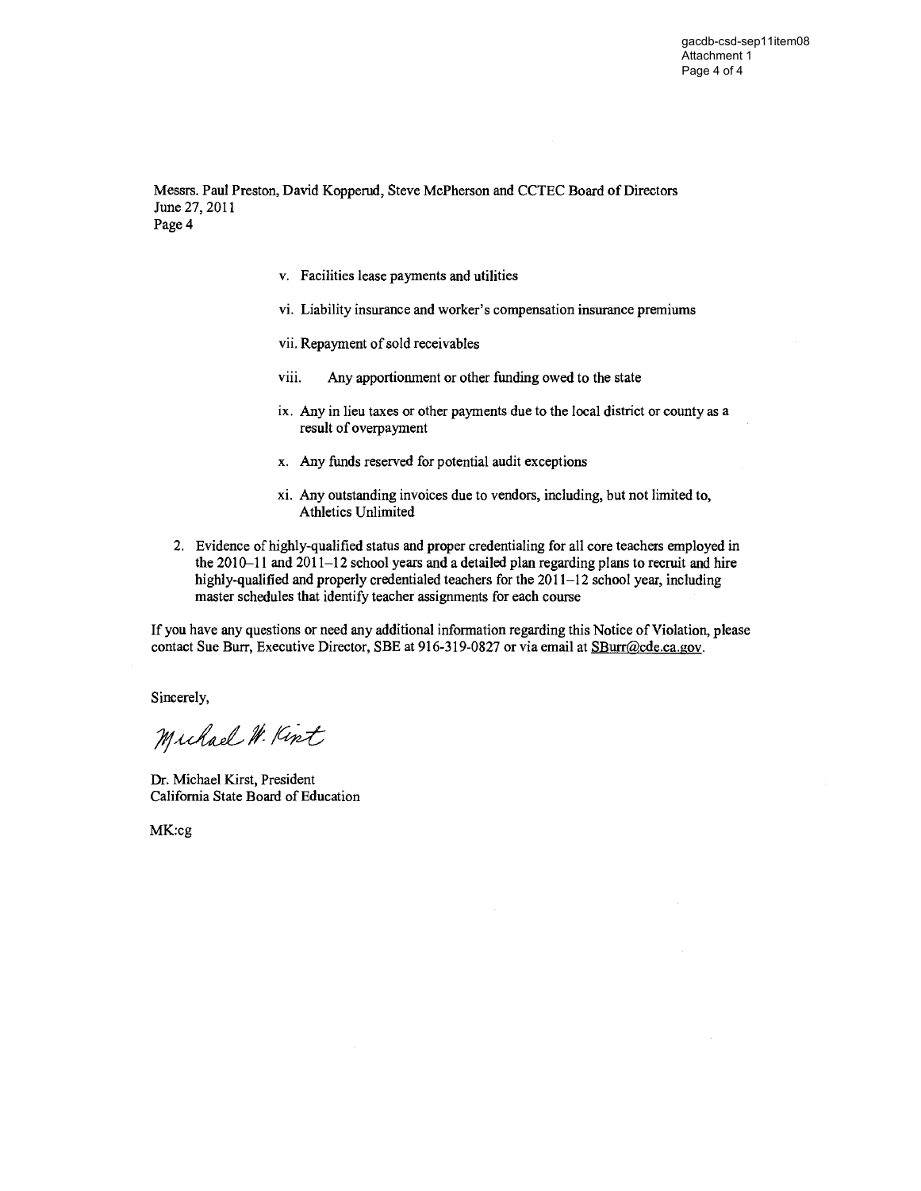Messrs. Paul Preston, David Kopperud, Steve McPherson and CCTEC Board of Directors
June 27, 2011
Page 4

v. Facilities lease payments and utilities

vi. Liability insurance and worker's compensation insurance premiums

vii. Repayment of sold receivables

viii. Any apportionment or other funding owed to the state

ix. Any in lieu taxes or other payments due to the local district or county as a result of overpayment

x. Any funds reserved for potential audit exceptions

xi. Any outstanding invoices due to vendors, including, but not limited to, Athletics Unlimited

2. Evidence of highly-qualified status and proper credentialing for all core teachers employed in the 2010–11 and 2011–12 school years and a detailed plan regarding plans to recruit and hire highly-qualified and properly credentialed teachers for the 2011–12 school year, including master schedules that identify teacher assignments for each course

If you have any questions or need any additional information regarding this Notice of Violation, please contact Sue Burr, Executive Director, SBE at 916-319-0827 or via email at SBurr@cde.ca.gov.

Sincerely,

Michael W. Kirst

Dr. Michael Kirst, President
California State Board of Education

MK:cg